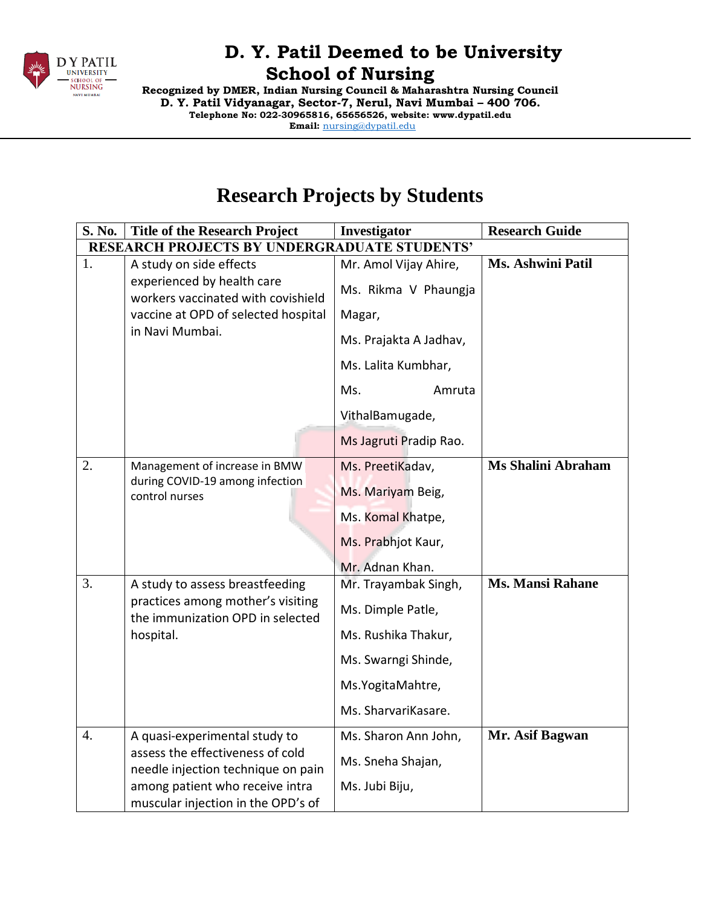# D. Y. Patil Deemed to be University

## School of Nursing

**Recognized by DMER, Indian Nursing Council & Maharashtra Nursing Council**
**D. Y. Patil Vidyanagar, Sector-7, Nerul, Navi Mumbai – 400 706.**
**Telephone No: 022-30965816, 65656526, website: www.dypatil.edu**
**Email:** nursing@dypatil.edu

# Research Projects by Students

| S. No. | Title of the Research Project | Investigator | Research Guide |
|---|---|---|---|
| **RESEARCH PROJECTS BY UNDERGRADUATE STUDENTS'** | | | |
| 1. | A study on side effects experienced by health care workers vaccinated with covishield vaccine at OPD of selected hospital in Navi Mumbai. | Mr. Amol Vijay Ahire, Ms. Rikma V Phaungja Magar, Ms. Prajakta A Jadhav, Ms. Lalita Kumbhar, Ms. Amruta VithalBamugade, Ms Jagruti Pradip Rao. | **Ms. Ashwini Patil** |
| 2. | Management of increase in BMW during COVID-19 among infection control nurses | Ms. PreetiKadav, Ms. Mariyam Beig, Ms. Komal Khatpe, Ms. Prabhjot Kaur, Mr. Adnan Khan. | **Ms Shalini Abraham** |
| 3. | A study to assess breastfeeding practices among mother's visiting the immunization OPD in selected hospital. | Mr. Trayambak Singh, Ms. Dimple Patle, Ms. Rushika Thakur, Ms. Swarngi Shinde, Ms.YogitaMahtre, Ms. SharvariKasare. | **Ms. Mansi Rahane** |
| 4. | A quasi-experimental study to assess the effectiveness of cold needle injection technique on pain among patient who receive intra muscular injection in the OPD's of | Ms. Sharon Ann John, Ms. Sneha Shajan, Ms. Jubi Biju, | **Mr. Asif Bagwan** |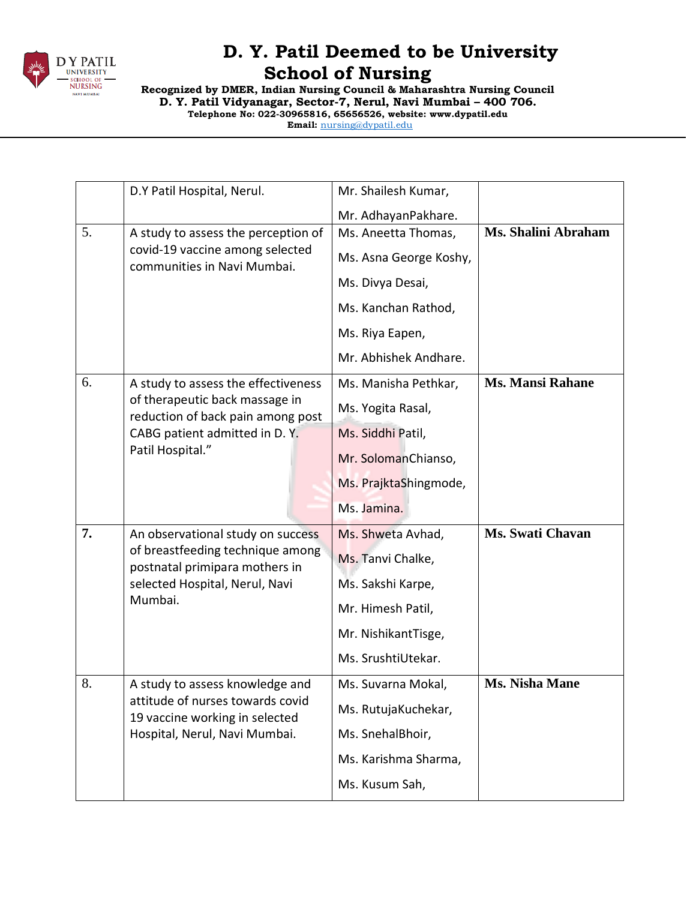| | | | |
|---|---|---|---|
| | D.Y Patil Hospital, Nerul. | Mr. Shailesh Kumar,<br>Mr. AdhayanPakhare. | |
| 5. | A study to assess the perception of covid-19 vaccine among selected communities in Navi Mumbai. | Ms. Aneetta Thomas,<br>Ms. Asna George Koshy,<br>Ms. Divya Desai,<br>Ms. Kanchan Rathod,<br>Ms. Riya Eapen,<br>Mr. Abhishek Andhare. | **Ms. Shalini Abraham** |
| 6. | A study to assess the effectiveness of therapeutic back massage in reduction of back pain among post CABG patient admitted in D. Y. Patil Hospital." | Ms. Manisha Pethkar,<br>Ms. Yogita Rasal,<br>Ms. Siddhi Patil,<br>Mr. SolomanChianso,<br>Ms. PrajktaShingmode,<br>Ms. Jamina. | **Ms. Mansi Rahane** |
| **7.** | An observational study on success of breastfeeding technique among postnatal primipara mothers in selected Hospital, Nerul, Navi Mumbai. | Ms. Shweta Avhad,<br>Ms. Tanvi Chalke,<br>Ms. Sakshi Karpe,<br>Mr. Himesh Patil,<br>Mr. NishikantTisge,<br>Ms. SrushtiUtekar. | **Ms. Swati Chavan** |
| 8. | A study to assess knowledge and attitude of nurses towards covid 19 vaccine working in selected Hospital, Nerul, Navi Mumbai. | Ms. Suvarna Mokal,<br>Ms. RutujaKuchekar,<br>Ms. SnehalBhoir,<br>Ms. Karishma Sharma,<br>Ms. Kusum Sah, | **Ms. Nisha Mane** |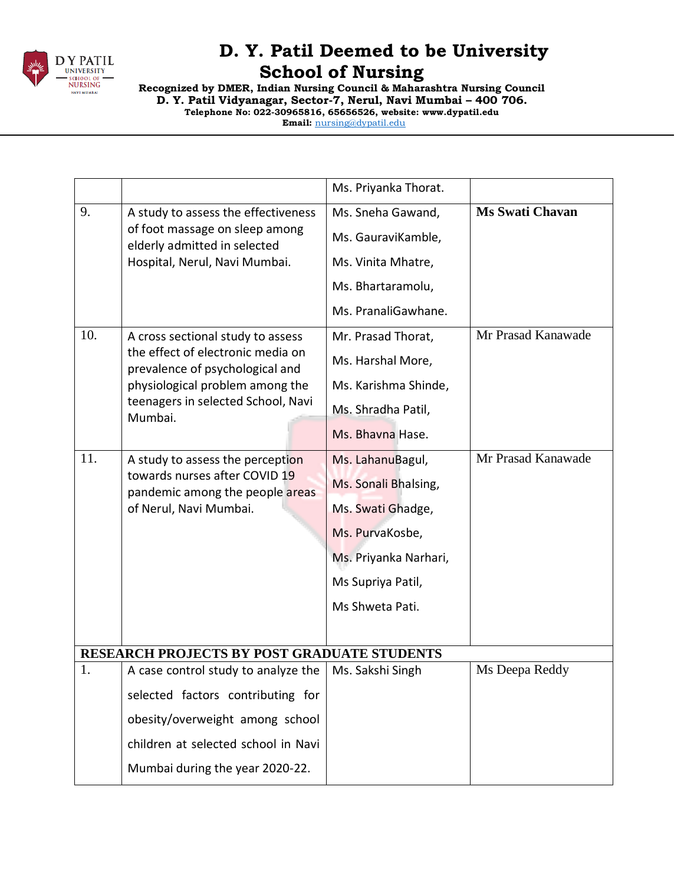| | | | |
|---|---|---|---|
| | | Ms. Priyanka Thorat. | |
| 9. | A study to assess the effectiveness of foot massage on sleep among elderly admitted in selected Hospital, Nerul, Navi Mumbai. | Ms. Sneha Gawand, Ms. GauraviKamble, Ms. Vinita Mhatre, Ms. Bhartaramolu, Ms. PranaliGawhane. | **Ms Swati Chavan** |
| 10. | A cross sectional study to assess the effect of electronic media on prevalence of psychological and physiological problem among the teenagers in selected School, Navi Mumbai. | Mr. Prasad Thorat, Ms. Harshal More, Ms. Karishma Shinde, Ms. Shradha Patil, Ms. Bhavna Hase. | Mr Prasad Kanawade |
| 11. | A study to assess the perception towards nurses after COVID 19 pandemic among the people areas of Nerul, Navi Mumbai. | Ms. LahanuBagul, Ms. Sonali Bhalsing, Ms. Swati Ghadge, Ms. PurvaKosbe, Ms. Priyanka Narhari, Ms Supriya Patil, Ms Shweta Pati. | Mr Prasad Kanawade |
| **RESEARCH PROJECTS BY POST GRADUATE STUDENTS** | | | |
| 1. | A case control study to analyze the selected factors contributing for obesity/overweight among school children at selected school in Navi Mumbai during the year 2020-22. | Ms. Sakshi Singh | Ms Deepa Reddy |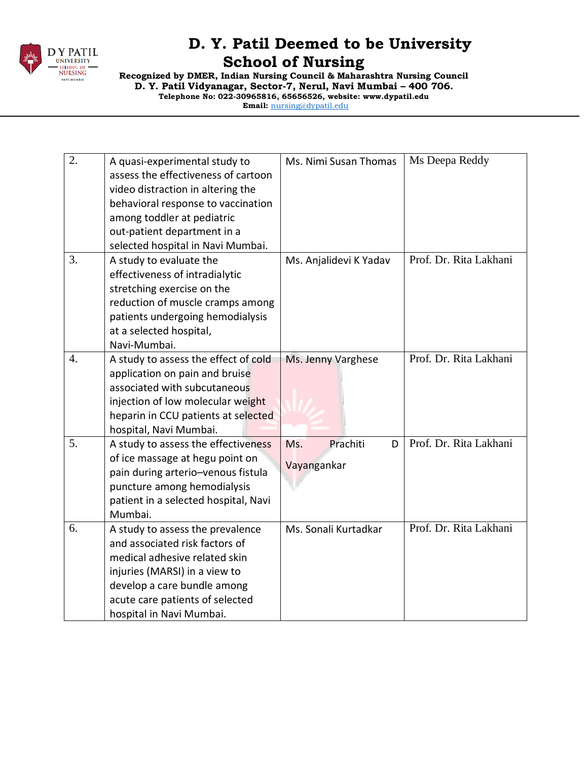| 2. | A quasi-experimental study to assess the effectiveness of cartoon video distraction in altering the behavioral response to vaccination among toddler at pediatric out-patient department in a selected hospital in Navi Mumbai. | Ms. Nimi Susan Thomas | Ms Deepa Reddy |
|---|---|---|---|
| 3. | A study to evaluate the effectiveness of intradialytic stretching exercise on the reduction of muscle cramps among patients undergoing hemodialysis at a selected hospital, Navi-Mumbai. | Ms. Anjalidevi K Yadav | Prof. Dr. Rita Lakhani |
| 4. | A study to assess the effect of cold application on pain and bruise associated with subcutaneous injection of low molecular weight heparin in CCU patients at selected hospital, Navi Mumbai. | Ms. Jenny Varghese | Prof. Dr. Rita Lakhani |
| 5. | A study to assess the effectiveness of ice massage at hegu point on pain during arterio–venous fistula puncture among hemodialysis patient in a selected hospital, Navi Mumbai. | Ms. Prachiti D Vayangankar | Prof. Dr. Rita Lakhani |
| 6. | A study to assess the prevalence and associated risk factors of medical adhesive related skin injuries (MARSI) in a view to develop a care bundle among acute care patients of selected hospital in Navi Mumbai. | Ms. Sonali Kurtadkar | Prof. Dr. Rita Lakhani |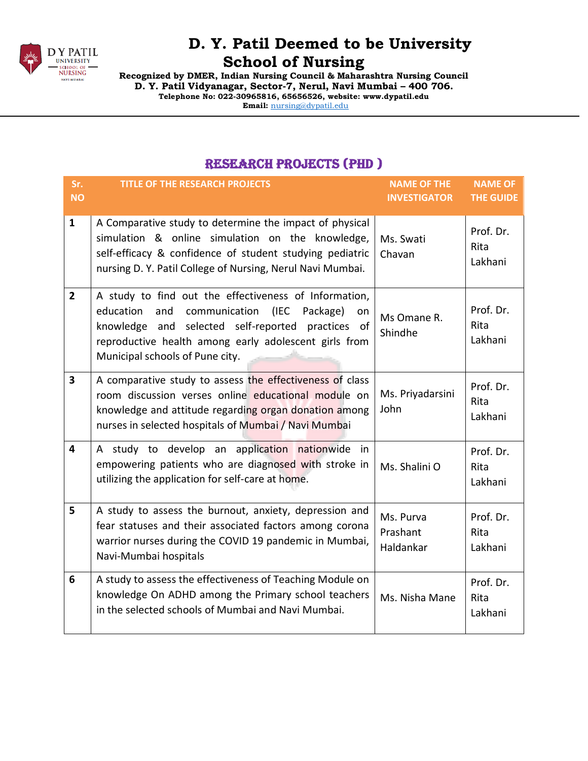# D. Y. Patil Deemed to be University
## School of Nursing

**Recognized by DMER, Indian Nursing Council & Maharashtra Nursing Council**
**D. Y. Patil Vidyanagar, Sector-7, Nerul, Navi Mumbai – 400 706.**
**Telephone No: 022-30965816, 65656526, website: www.dypatil.edu**
**Email:** nursing@dypatil.edu

## RESEARCH PROJECTS (PHD )

| Sr. NO | TITLE OF THE RESEARCH PROJECTS | NAME OF THE INVESTIGATOR | NAME OF THE GUIDE |
|---|---|---|---|
| 1 | A Comparative study to determine the impact of physical simulation & online simulation on the knowledge, self-efficacy & confidence of student studying pediatric nursing D. Y. Patil College of Nursing, Nerul Navi Mumbai. | Ms. Swati Chavan | Prof. Dr. Rita Lakhani |
| 2 | A study to find out the effectiveness of Information, education and communication (IEC Package) on knowledge and selected self-reported practices of reproductive health among early adolescent girls from Municipal schools of Pune city. | Ms Omane R. Shindhe | Prof. Dr. Rita Lakhani |
| 3 | A comparative study to assess the effectiveness of class room discussion verses online educational module on knowledge and attitude regarding organ donation among nurses in selected hospitals of Mumbai / Navi Mumbai | Ms. Priyadarsini John | Prof. Dr. Rita Lakhani |
| 4 | A study to develop an application nationwide in empowering patients who are diagnosed with stroke in utilizing the application for self-care at home. | Ms. Shalini O | Prof. Dr. Rita Lakhani |
| 5 | A study to assess the burnout, anxiety, depression and fear statuses and their associated factors among corona warrior nurses during the COVID 19 pandemic in Mumbai, Navi-Mumbai hospitals | Ms. Purva Prashant Haldankar | Prof. Dr. Rita Lakhani |
| 6 | A study to assess the effectiveness of Teaching Module on knowledge On ADHD among the Primary school teachers in the selected schools of Mumbai and Navi Mumbai. | Ms. Nisha Mane | Prof. Dr. Rita Lakhani |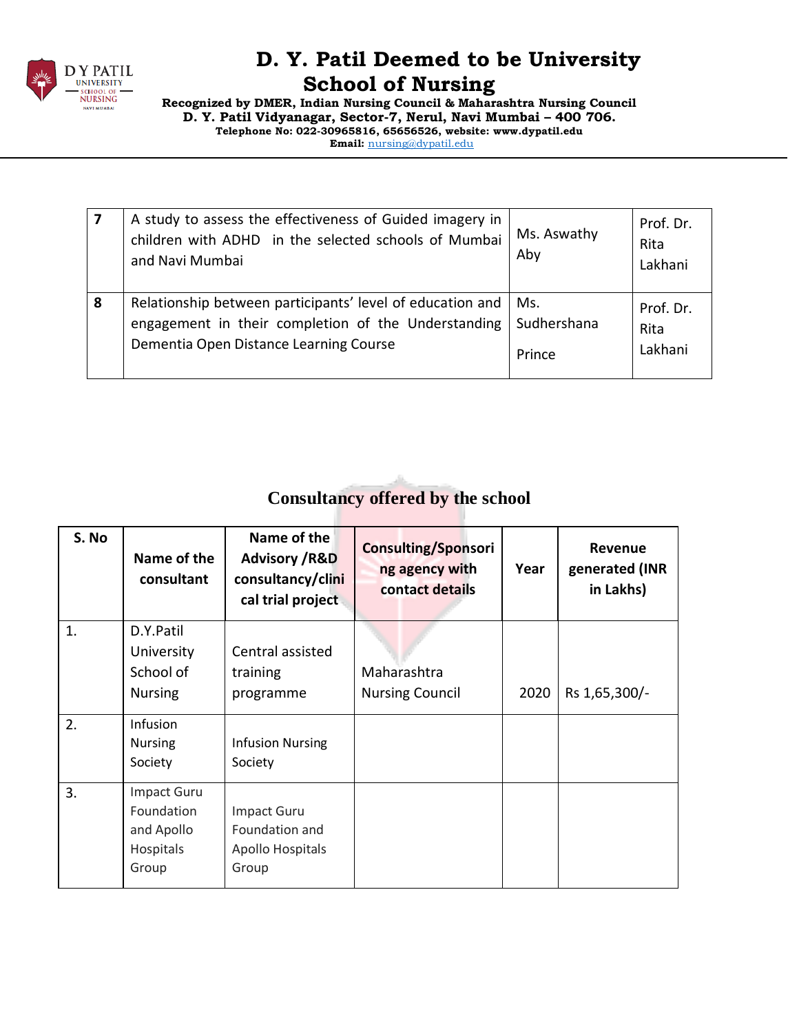| | | | |
|---|---|---|---|
| **7** | A study to assess the effectiveness of Guided imagery in children with ADHD in the selected schools of Mumbai and Navi Mumbai | Ms. Aswathy Aby | Prof. Dr. Rita Lakhani |
| **8** | Relationship between participants' level of education and engagement in their completion of the Understanding Dementia Open Distance Learning Course | Ms. Sudhershana Prince | Prof. Dr. Rita Lakhani |

## Consultancy offered by the school

| S. No | Name of the consultant | Name of the Advisory /R&D consultancy/clinical trial project | Consulting/Sponsoring agency with contact details | Year | Revenue generated (INR in Lakhs) |
|---|---|---|---|---|---|
| 1. | D.Y.Patil University School of Nursing | Central assisted training programme | Maharashtra Nursing Council | 2020 | Rs 1,65,300/- |
| 2. | Infusion Nursing Society | Infusion Nursing Society | | | |
| 3. | Impact Guru Foundation and Apollo Hospitals Group | Impact Guru Foundation and Apollo Hospitals Group | | | |